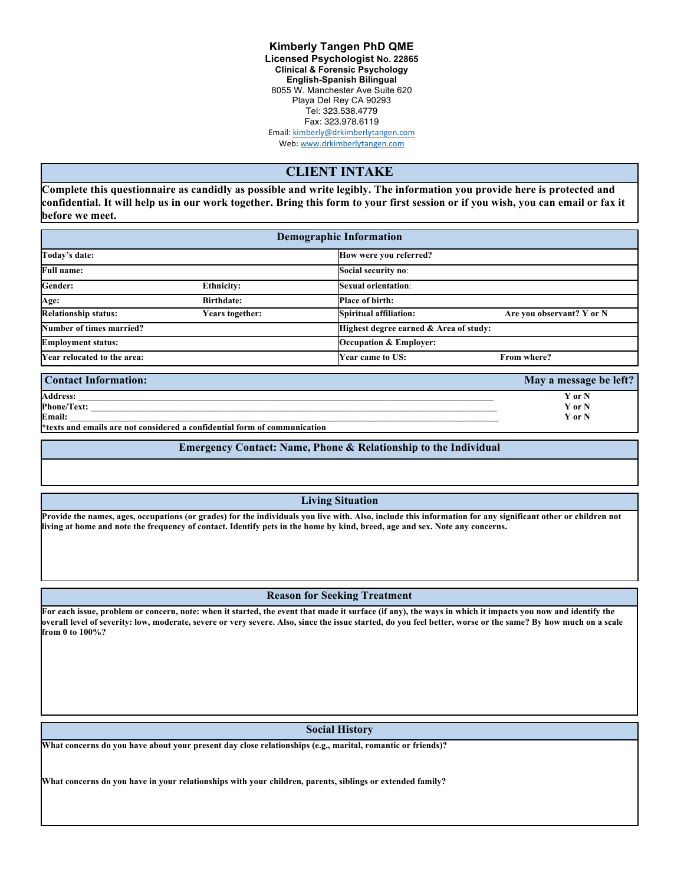**Kimberly Tangen PhD QME**
**Licensed Psychologist No. 22865**
**Clinical & Forensic Psychology**
**English-Spanish Bilingual**
8055 W. Manchester Ave Suite 620
Playa Del Rey CA 90293
Tel: 323.538.4779
Fax: 323.978.6119
Email: kimberly@drkimberlytangen.com
Web: www.drkimberlytangen.com

# CLIENT INTAKE

**Complete this questionnaire as candidly as possible and write legibly. The information you provide here is protected and confidential. It will help us in our work together. Bring this form to your first session or if you wish, you can email or fax it before we meet.**

## Demographic Information

| | | | |
|---|---|---|---|
| **Today's date:** | | **How were you referred?** | |
| **Full name:** | | **Social security no:** | |
| **Gender:** | **Ethnicity:** | **Sexual orientation:** | |
| **Age:** | **Birthdate:** | **Place of birth:** | |
| **Relationship status:** | **Years together:** | **Spiritual affiliation:** | **Are you observant? Y or N** |
| **Number of times married?** | | **Highest degree earned & Area of study:** | |
| **Employment status:** | | **Occupation & Employer:** | |
| **Year relocated to the area:** | | **Year came to US:** | **From where?** |

## Contact Information:

| | **May a message be left?** |
|---|---|
| **Address:** ______________________________ | **Y or N** |
| **Phone/Text:** ______________________________ | **Y or N** |
| **Email:** ______________________________ | **Y or N** |

***texts and emails are not considered a confidential form of communication**

## Emergency Contact: Name, Phone & Relationship to the Individual

## Living Situation

**Provide the names, ages, occupations (or grades) for the individuals you live with. Also, include this information for any significant other or children not living at home and note the frequency of contact. Identify pets in the home by kind, breed, age and sex. Note any concerns.**

## Reason for Seeking Treatment

**For each issue, problem or concern, note: when it started, the event that made it surface (if any), the ways in which it impacts you now and identify the overall level of severity: low, moderate, severe or very severe. Also, since the issue started, do you feel better, worse or the same? By how much on a scale from 0 to 100%?**

## Social History

**What concerns do you have about your present day close relationships (e.g., marital, romantic or friends)?**

**What concerns do you have in your relationships with your children, parents, siblings or extended family?**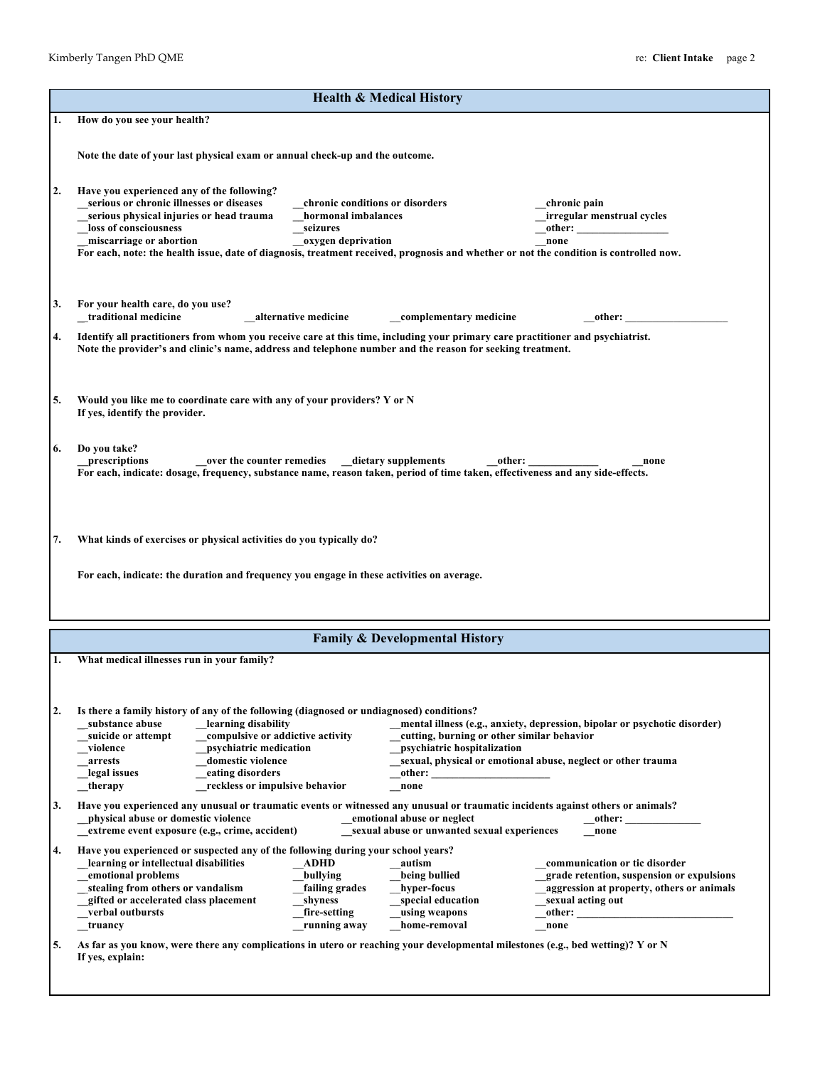## Health & Medical History

1. **How do you see your health?**

   **Note the date of your last physical exam or annual check-up and the outcome.**

2. **Have you experienced any of the following?**
   - __serious or chronic illnesses or diseases
   - __chronic conditions or disorders
   - __chronic pain
   - __serious physical injuries or head trauma
   - __hormonal imbalances
   - __irregular menstrual cycles
   - __loss of consciousness
   - __seizures
   - __other: ________________
   - __miscarriage or abortion
   - __oxygen deprivation
   - __none

   **For each, note: the health issue, date of diagnosis, treatment received, prognosis and whether or not the condition is controlled now.**

3. **For your health care, do you use?**
   - __traditional medicine
   - __alternative medicine
   - __complementary medicine
   - __other: ___________________

4. **Identify all practitioners from whom you receive care at this time, including your primary care practitioner and psychiatrist. Note the provider's and clinic's name, address and telephone number and the reason for seeking treatment.**

5. **Would you like me to coordinate care with any of your providers? Y or N**
   **If yes, identify the provider.**

6. **Do you take?**
   - __prescriptions
   - __over the counter remedies
   - __dietary supplements
   - __other: _____________
   - __none

   **For each, indicate: dosage, frequency, substance name, reason taken, period of time taken, effectiveness and any side-effects.**

7. **What kinds of exercises or physical activities do you typically do?**

   **For each, indicate: the duration and frequency you engage in these activities on average.**

## Family & Developmental History

1. **What medical illnesses run in your family?**

2. **Is there a family history of any of the following (diagnosed or undiagnosed) conditions?**
   - __substance abuse
   - __learning disability
   - __mental illness (e.g., anxiety, depression, bipolar or psychotic disorder)
   - __suicide or attempt
   - __compulsive or addictive activity
   - __cutting, burning or other similar behavior
   - __violence
   - __psychiatric medication
   - __psychiatric hospitalization
   - __arrests
   - __domestic violence
   - __sexual, physical or emotional abuse, neglect or other trauma
   - __legal issues
   - __eating disorders
   - __other: ______________________
   - __therapy
   - __reckless or impulsive behavior
   - __none

3. **Have you experienced any unusual or traumatic events or witnessed any unusual or traumatic incidents against others or animals?**
   - __physical abuse or domestic violence
   - __emotional abuse or neglect
   - __other: ______________
   - __extreme event exposure (e.g., crime, accident)
   - __sexual abuse or unwanted sexual experiences
   - __none

4. **Have you experienced or suspected any of the following during your school years?**
   - __learning or intellectual disabilities
   - __ADHD
   - __autism
   - __communication or tic disorder
   - __emotional problems
   - __bullying
   - __being bullied
   - __grade retention, suspension or expulsions
   - __stealing from others or vandalism
   - __failing grades
   - __hyper-focus
   - __aggression at property, others or animals
   - __gifted or accelerated class placement
   - __shyness
   - __special education
   - __sexual acting out
   - __verbal outbursts
   - __fire-setting
   - __using weapons
   - __other: _____________________________
   - __truancy
   - __running away
   - __home-removal
   - __none

5. **As far as you know, were there any complications in utero or reaching your developmental milestones (e.g., bed wetting)? Y or N**
   **If yes, explain:**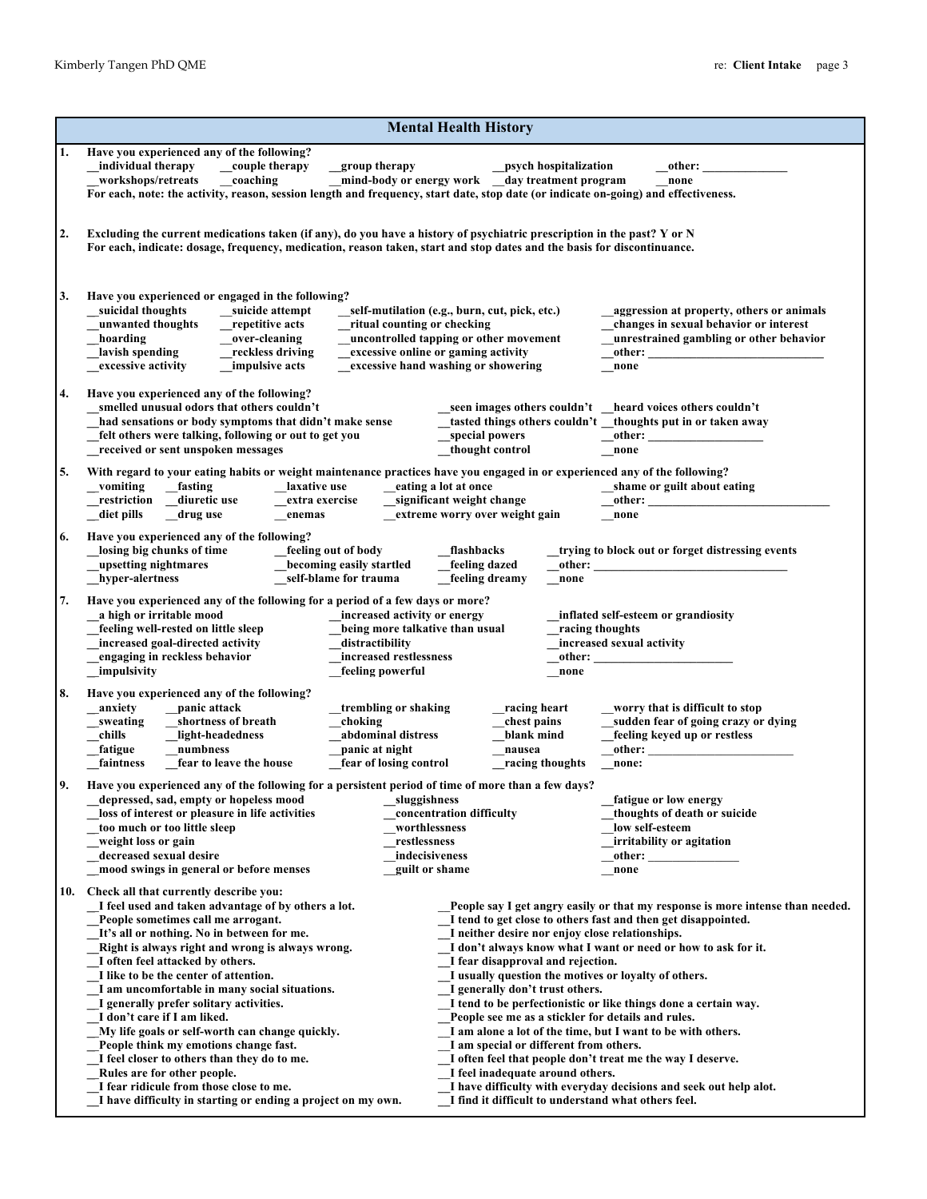## Mental Health History

**1. Have you experienced any of the following?**

__individual therapy __couple therapy __group therapy __psych hospitalization __other: ______________
__workshops/retreats __coaching __mind-body or energy work __day treatment program __none

For each, note: the activity, reason, session length and frequency, start date, stop date (or indicate on-going) and effectiveness.

**2. Excluding the current medications taken (if any), do you have a history of psychiatric prescription in the past? Y or N**

For each, indicate: dosage, frequency, medication, reason taken, start and stop dates and the basis for discontinuance.

**3. Have you experienced or engaged in the following?**

__suicidal thoughts __suicide attempt __self-mutilation (e.g., burn, cut, pick, etc.) __aggression at property, others or animals
__unwanted thoughts __repetitive acts __ritual counting or checking __changes in sexual behavior or interest
__hoarding __over-cleaning __uncontrolled tapping or other movement __unrestrained gambling or other behavior
__lavish spending __reckless driving __excessive online or gaming activity __other: ____________________________
__excessive activity __impulsive acts __excessive hand washing or showering __none

**4. Have you experienced any of the following?**

__smelled unusual odors that others couldn't __seen images others couldn't __heard voices others couldn't
__had sensations or body symptoms that didn't make sense __tasted things others couldn't __thoughts put in or taken away
__felt others were talking, following or out to get you __special powers __other: ___________________
__received or sent unspoken messages __thought control __none

**5. With regard to your eating habits or weight maintenance practices have you engaged in or experienced any of the following?**

__vomiting __fasting __laxative use __eating a lot at once __shame or guilt about eating
__restriction __diuretic use __extra exercise __significant weight change __other: ______________________________
__diet pills __drug use __enemas __extreme worry over weight gain __none

**6. Have you experienced any of the following?**

__losing big chunks of time __feeling out of body __flashbacks __trying to block out or forget distressing events
__upsetting nightmares __becoming easily startled __feeling dazed __other: _______________________________
__hyper-alertness __self-blame for trauma __feeling dreamy __none

**7. Have you experienced any of the following for a period of a few days or more?**

__a high or irritable mood __increased activity or energy __inflated self-esteem or grandiosity
__feeling well-rested on little sleep __being more talkative than usual __racing thoughts
__increased goal-directed activity __distractibility __increased sexual activity
__engaging in reckless behavior __increased restlessness __other: ______________________
__impulsivity __feeling powerful __none

**8. Have you experienced any of the following?**

__anxiety __panic attack __trembling or shaking __racing heart __worry that is difficult to stop
__sweating __shortness of breath __choking __chest pains __sudden fear of going crazy or dying
__chills __light-headedness __abdominal distress __blank mind __feeling keyed up or restless
__fatigue __numbness __panic at night __nausea __other: _______________________
__faintness __fear to leave the house __fear of losing control __racing thoughts __none:

**9. Have you experienced any of the following for a persistent period of time of more than a few days?**

__depressed, sad, empty or hopeless mood __sluggishness __fatigue or low energy
__loss of interest or pleasure in life activities __concentration difficulty __thoughts of death or suicide
__too much or too little sleep __worthlessness __low self-esteem
__weight loss or gain __restlessness __irritability or agitation
__decreased sexual desire __indecisiveness __other: ______________
__mood swings in general or before menses __guilt or shame __none

**10. Check all that currently describe you:**

__I feel used and taken advantage of by others a lot.
__People sometimes call me arrogant.
__It's all or nothing. No in between for me.
__Right is always right and wrong is always wrong.
__I often feel attacked by others.
__I like to be the center of attention.
__I am uncomfortable in many social situations.
__I generally prefer solitary activities.
__I don't care if I am liked.
__My life goals or self-worth can change quickly.
__People think my emotions change fast.
__I feel closer to others than they do to me.
__Rules are for other people.
__I fear ridicule from those close to me.
__I have difficulty in starting or ending a project on my own.
__People say I get angry easily or that my response is more intense than needed.
__I tend to get close to others fast and then get disappointed.
__I neither desire nor enjoy close relationships.
__I don't always know what I want or need or how to ask for it.
__I fear disapproval and rejection.
__I usually question the motives or loyalty of others.
__I generally don't trust others.
__I tend to be perfectionistic or like things done a certain way.
__People see me as a stickler for details and rules.
__I am alone a lot of the time, but I want to be with others.
__I am special or different from others.
__I often feel that people don't treat me the way I deserve.
__I feel inadequate around others.
__I have difficulty with everyday decisions and seek out help alot.
__I find it difficult to understand what others feel.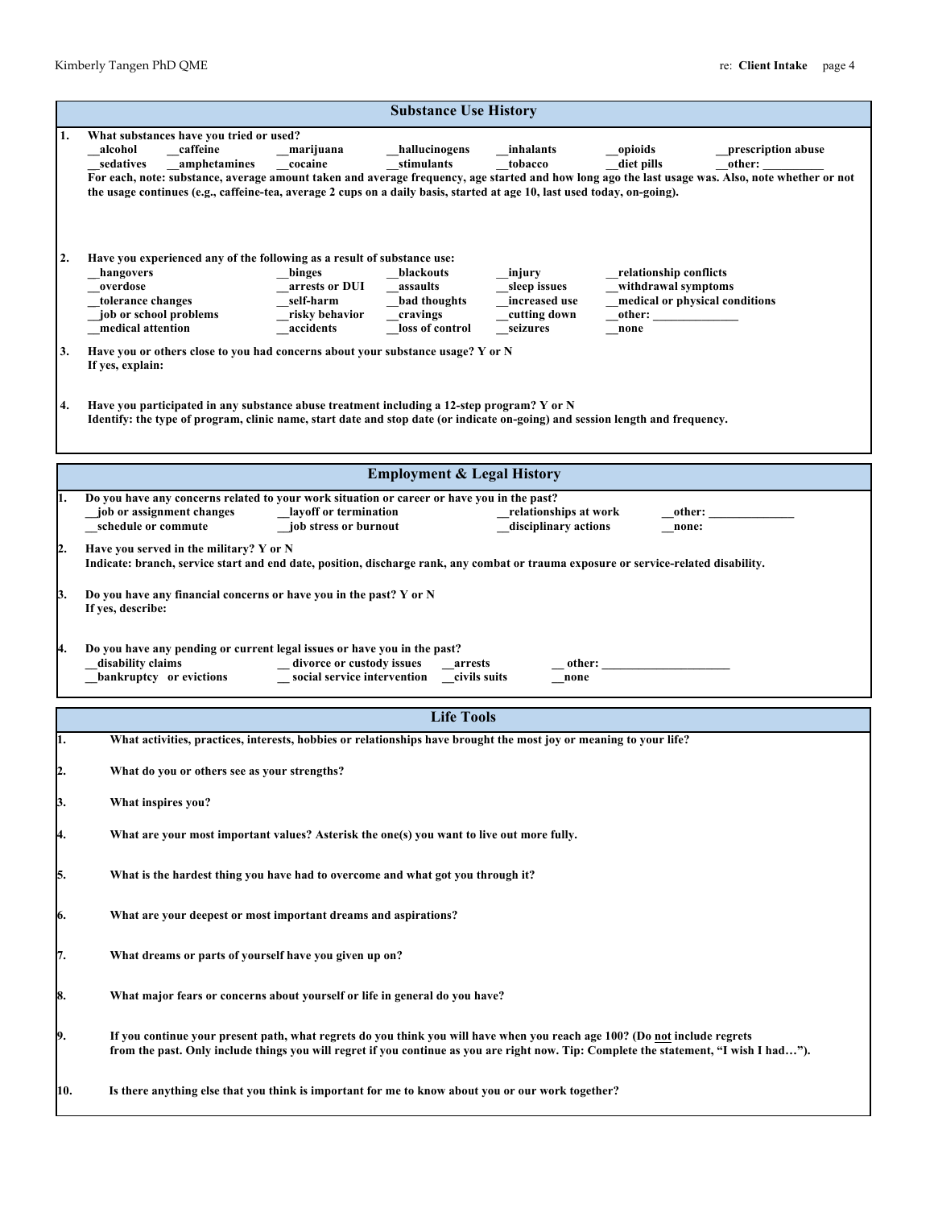## Substance Use History

1. **What substances have you tried or used?**
   __alcohol __caffeine __marijuana __hallucinogens __inhalants __opioids __prescription abuse
   __sedatives __amphetamines __cocaine __stimulants __tobacco __diet pills __other: __________
   **For each, note: substance, average amount taken and average frequency, age started and how long ago the last usage was. Also, note whether or not the usage continues (e.g., caffeine-tea, average 2 cups on a daily basis, started at age 10, last used today, on-going).**

2. **Have you experienced any of the following as a result of substance use:**
   __hangovers __binges __blackouts __injury __relationship conflicts
   __overdose __arrests or DUI __assaults __sleep issues __withdrawal symptoms
   __tolerance changes __self-harm __bad thoughts __increased use __medical or physical conditions
   __job or school problems __risky behavior __cravings __cutting down __other: _____________
   __medical attention __accidents __loss of control __seizures __none

3. **Have you or others close to you had concerns about your substance usage? Y or N**
   **If yes, explain:**

4. **Have you participated in any substance abuse treatment including a 12-step program? Y or N**
   **Identify: the type of program, clinic name, start date and stop date (or indicate on-going) and session length and frequency.**

## Employment & Legal History

1. **Do you have any concerns related to your work situation or career or have you in the past?**
   __job or assignment changes __layoff or termination __relationships at work __other: _____________
   __schedule or commute __job stress or burnout __disciplinary actions __none:

2. **Have you served in the military? Y or N**
   **Indicate: branch, service start and end date, position, discharge rank, any combat or trauma exposure or service-related disability.**

3. **Do you have any financial concerns or have you in the past? Y or N**
   **If yes, describe:**

4. **Do you have any pending or current legal issues or have you in the past?**
   __disability claims __ divorce or custody issues __arrests __ other: ____________________
   __bankruptcy or evictions __ social service intervention __civils suits __none

## Life Tools

1. **What activities, practices, interests, hobbies or relationships have brought the most joy or meaning to your life?**

2. **What do you or others see as your strengths?**

3. **What inspires you?**

4. **What are your most important values? Asterisk the one(s) you want to live out more fully.**

5. **What is the hardest thing you have had to overcome and what got you through it?**

6. **What are your deepest or most important dreams and aspirations?**

7. **What dreams or parts of yourself have you given up on?**

8. **What major fears or concerns about yourself or life in general do you have?**

9. **If you continue your present path, what regrets do you think you will have when you reach age 100? (Do <u>not</u> include regrets from the past. Only include things you will regret if you continue as you are right now. Tip: Complete the statement, "I wish I had…").**

10. **Is there anything else that you think is important for me to know about you or our work together?**